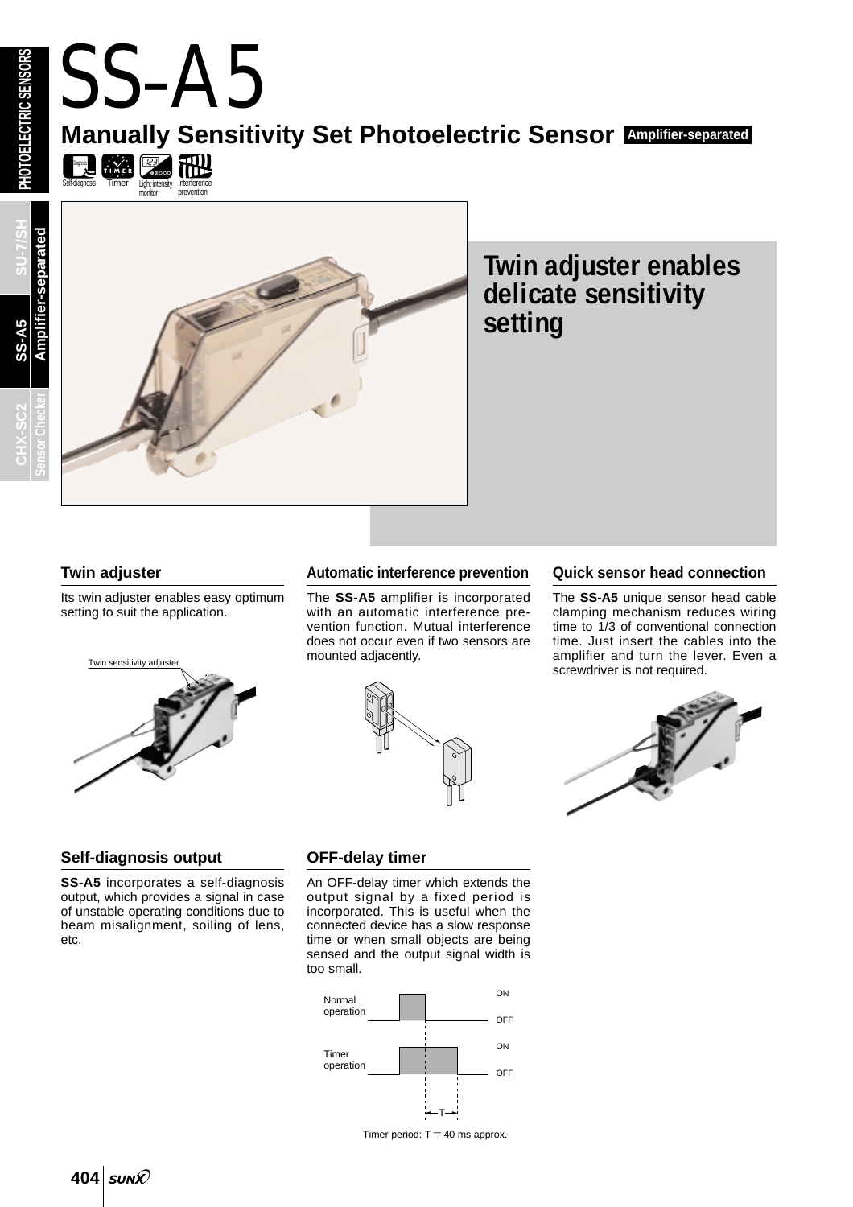# SS-A5

## Manually Sensitivity Set Photoelectric Sensor **Amplifier-separated**

Self-diagnosis Timer Light intensity monitor Interference prevention

**Twin adjuster enables delicate sensitivity setting**

### Twin adjuster

Its twin adjuster enables easy optimum setting to suit the application.

Twin sensitivity adjuster

### Automatic interference prevention

The **SS-A5** amplifier is incorporated with an automatic interference prevention function. Mutual interference does not occur even if two sensors are mounted adjacently.

### Quick sensor head connection

The **SS-A5** unique sensor head cable clamping mechanism reduces wiring time to 1/3 of conventional connection time. Just insert the cables into the amplifier and turn the lever. Even a screwdriver is not required.

### Self-diagnosis output

**SS-A5** incorporates a self-diagnosis output, which provides a signal in case of unstable operating conditions due to beam misalignment, soiling of lens, etc.

### OFF-delay timer

An OFF-delay timer which extends the output signal by a fixed period is incorporated. This is useful when the connected device has a slow response time or when small objects are being sensed and the output signal width is too small.

Normal operation ON OFF

Timer operation ON OFF

T

Timer period: T = 40 ms approx.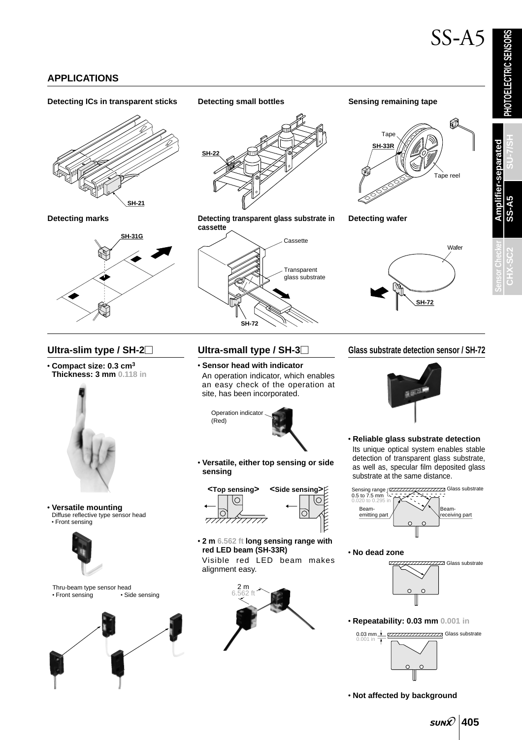# SS-A5

## APPLICATIONS

**Detecting ICs in transparent sticks**

SH-21

**Detecting small bottles**

SH-22

**Sensing remaining tape**

Tape
SH-33R
Tape reel

**Detecting marks**

SH-31G

**Detecting transparent glass substrate in cassette**

Cassette
Transparent glass substrate
SH-72

**Detecting wafer**

Wafer
SH-72

## Ultra-slim type / SH-2□

- **Compact size: 0.3 cm³**
  **Thickness: 3 mm 0.118 in**

- **Versatile mounting**
  Diffuse reflective type sensor head
  - Front sensing

  Thru-beam type sensor head
  - Front sensing
  - Side sensing

## Ultra-small type / SH-3□

- **Sensor head with indicator**
  An operation indicator, which enables an easy check of the operation at site, has been incorporated.

  Operation indicator (Red)

- **Versatile, either top sensing or side sensing**

  <Top sensing> <Side sensing>

- **2 m 6.562 ft long sensing range with red LED beam (SH-33R)**
  Visible red LED beam makes alignment easy.

  2 m 6.562 ft

## Glass substrate detection sensor / SH-72

- **Reliable glass substrate detection**
  Its unique optical system enables stable detection of transparent glass substrate, as well as, specular film deposited glass substrate at the same distance.

  Sensing range 0.5 to 7.5 mm 0.020 to 0.295 in
  Glass substrate
  Beam-emitting part
  Beam-receiving part

- **No dead zone**

  Glass substrate

- **Repeatability: 0.03 mm 0.001 in**

  0.03 mm 0.001 in
  Glass substrate

- **Not affected by background**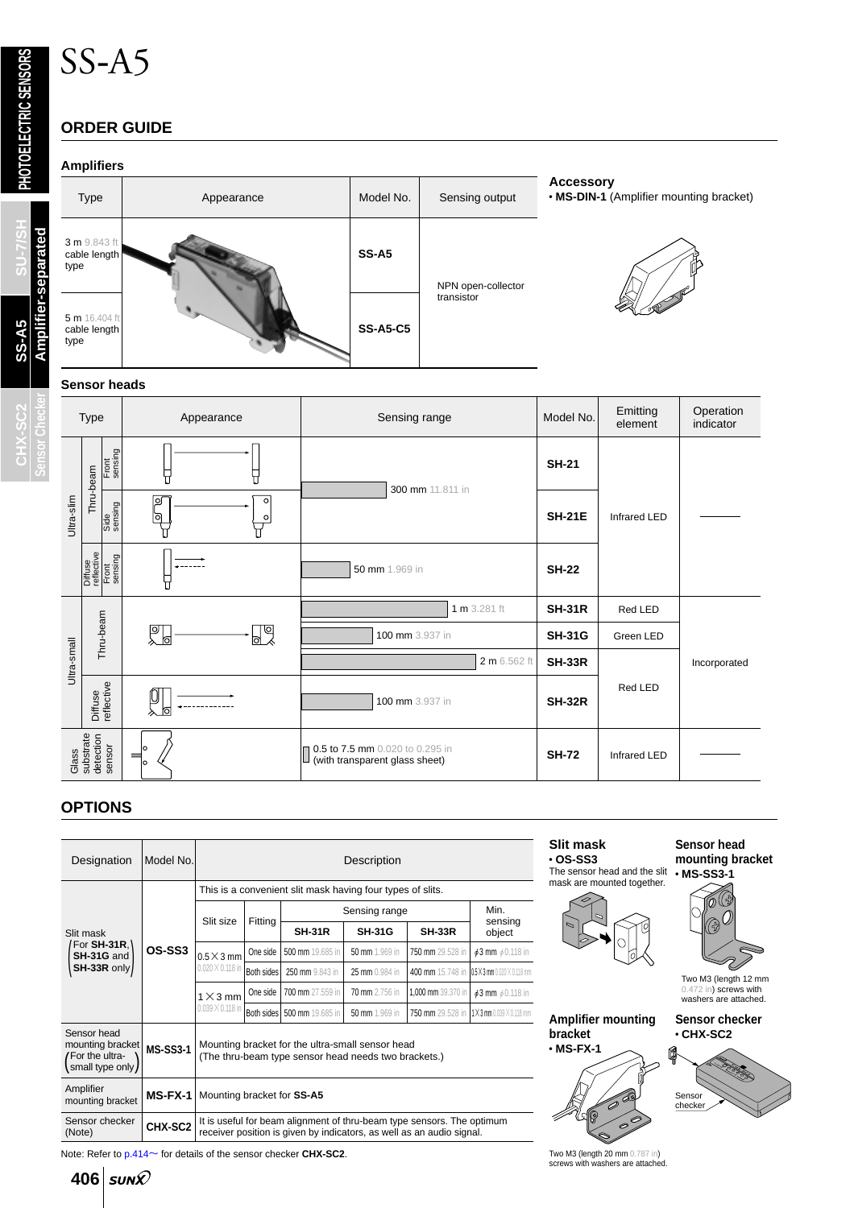# SS-A5

## ORDER GUIDE

### Amplifiers

| Type | Appearance | Model No. | Sensing output |
|---|---|---|---|
| 3 m 9.843 ft cable length type | | SS-A5 | NPN open-collector transistor |
| 5 m 16.404 ft cable length type | | SS-A5-C5 | |

**Accessory**
- **MS-DIN-1** (Amplifier mounting bracket)

### Sensor heads

| Type | | | Appearance | Sensing range | Model No. | Emitting element | Operation indicator |
|---|---|---|---|---|---|---|---|
| Ultra-slim | Thru-beam | Front sensing | | 300 mm 11.811 in | SH-21 | Infrared LED | ——— |
| | | Side sensing | | | SH-21E | | |
| | Diffuse reflective | Front sensing | | 50 mm 1.969 in | SH-22 | | |
| Ultra-small | Thru-beam | | | 1 m 3.281 ft | SH-31R | Red LED | Incorporated |
| | | | | 100 mm 3.937 in | SH-31G | Green LED | |
| | | | | 2 m 6.562 ft | SH-33R | Red LED | |
| | Diffuse reflective | | | 100 mm 3.937 in | SH-32R | | |
| Glass substrate detection sensor | | | | 0.5 to 7.5 mm 0.020 to 0.295 in (with transparent glass sheet) | SH-72 | Infrared LED | ——— |

## OPTIONS

| Designation | Model No. | Description | | | | | |
|---|---|---|---|---|---|---|---|
| Slit mask (For **SH-31R**, **SH-31G** and **SH-33R** only) | OS-SS3 | This is a convenient slit mask having four types of slits. | | | | | |
| | | Slit size | Fitting | Sensing range | | | Min. sensing object |
| | | | | SH-31R | SH-31G | SH-33R | |
| | | 0.5×3 mm 0.020×0.118 in | One side | 500 mm 19.685 in | 50 mm 1.969 in | 750 mm 29.528 in | ϕ3 mm ϕ0.118 in |
| | | | Both sides | 250 mm 9.843 in | 25 mm 0.984 in | 400 mm 15.748 in | 0.5×3 mm 0.020×0.118 in |
| | | 1×3 mm 0.039×0.118 in | One side | 700 mm 27.559 in | 70 mm 2.756 in | 1,000 mm 39.370 in | ϕ3 mm ϕ0.118 in |
| | | | Both sides | 500 mm 19.685 in | 50 mm 1.969 in | 750 mm 29.528 in | 1×3 mm 0.039×0.118 in |
| Sensor head mounting bracket (For the ultra-small type only) | MS-SS3-1 | Mounting bracket for the ultra-small sensor head (The thru-beam type sensor head needs two brackets.) | | | | | |
| Amplifier mounting bracket | MS-FX-1 | Mounting bracket for **SS-A5** | | | | | |
| Sensor checker (Note) | CHX-SC2 | It is useful for beam alignment of thru-beam type sensors. The optimum receiver position is given by indicators, as well as an audio signal. | | | | | |

Note: Refer to p.414~ for details of the sensor checker **CHX-SC2**.

**Slit mask**
- **OS-SS3**

The sensor head and the slit mask are mounted together.

**Sensor head mounting bracket**
- **MS-SS3-1**

Two M3 (length 12 mm 0.472 in) screws with washers are attached.

**Amplifier mounting bracket**
- **MS-FX-1**

Two M3 (length 20 mm 0.787 in) screws with washers are attached.

**Sensor checker**
- **CHX-SC2**

Sensor checker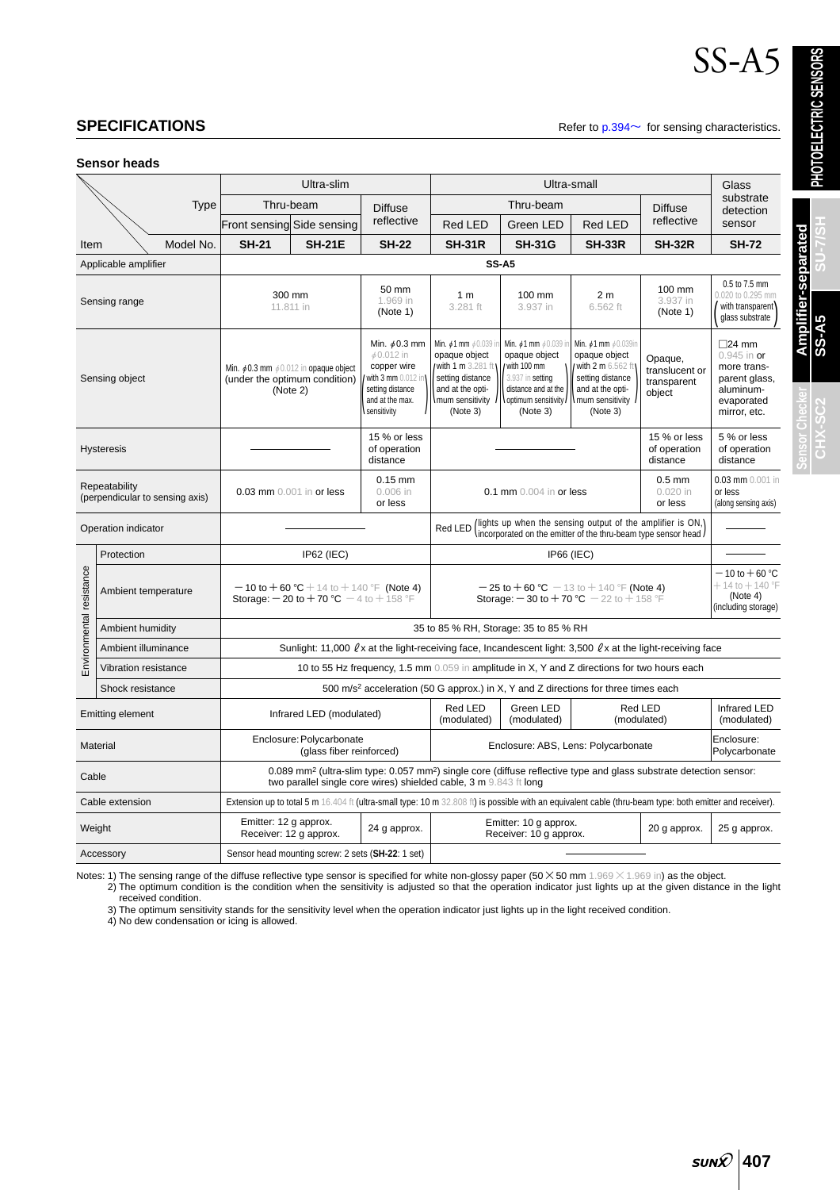# SS-A5

## SPECIFICATIONS

Refer to p.394~ for sensing characteristics.

### Sensor heads

| Type / Item | | Ultra-slim | | | Ultra-small | | | | Glass substrate detection sensor |
|---|---|---|---|---|---|---|---|---|---|
| | | Thru-beam | | Diffuse reflective | Thru-beam | | | Diffuse reflective | |
| | | Front sensing | Side sensing | | Red LED | Green LED | Red LED | | |
| Model No. | | **SH-21** | **SH-21E** | **SH-22** | **SH-31R** | **SH-31G** | **SH-33R** | **SH-32R** | **SH-72** |
| Applicable amplifier | | **SS-A5** | | | | | | | |
| Sensing range | | 300 mm 11.811 in | | 50 mm 1.969 in (Note 1) | 1 m 3.281 ft | 100 mm 3.937 in | 2 m 6.562 ft | 100 mm 3.937 in (Note 1) | 0.5 to 7.5 mm 0.020 to 0.295 mm (with transparent glass substrate) |
| Sensing object | | Min. ⌀0.3 mm ⌀0.012 in opaque object (under the optimum condition) (Note 2) | | Min. ⌀0.3 mm ⌀0.012 in copper wire (with 3 mm 0.012 in setting distance and at the max. sensitivity) | Min. ⌀1 mm ⌀0.039 in opaque object (with 1 m 3.281 ft setting distance and at the optimum sensitivity) (Note 3) | Min. ⌀1 mm ⌀0.039 in opaque object (with 100 mm 3.937 in setting distance and at the optimum sensitivity) (Note 3) | Min. ⌀1 mm ⌀0.039in opaque object (with 2 m 6.562 ft setting distance and at the optimum sensitivity) (Note 3) | Opaque, translucent or transparent object | □24 mm 0.945 in or more transparent glass, aluminum-evaporated mirror, etc. |
| Hysteresis | | ― | | 15 % or less of operation distance | ― | | | 15 % or less of operation distance | 5 % or less of operation distance |
| Repeatability (perpendicular to sensing axis) | | 0.03 mm 0.001 in or less | | 0.15 mm 0.006 in or less | 0.1 mm 0.004 in or less | | | 0.5 mm 0.020 in or less | 0.03 mm 0.001 in or less (along sensing axis) |
| Operation indicator | | ― | | | Red LED (lights up when the sensing output of the amplifier is ON, incorporated on the emitter of the thru-beam type sensor head) | | | | ― |
| Environmental resistance | Protection | IP62 (IEC) | | | IP66 (IEC) | | | | ― |
| | Ambient temperature | −10 to +60 °C +14 to +140 °F (Note 4) Storage: −20 to +70 °C −4 to +158 °F | | | −25 to +60 °C −13 to +140 °F (Note 4) Storage: −30 to +70 °C −22 to +158 °F | | | | −10 to +60 °C +14 to +140 °F (Note 4) (including storage) |
| | Ambient humidity | 35 to 85 % RH, Storage: 35 to 85 % RH | | | | | | | |
| | Ambient illuminance | Sunlight: 11,000 ℓx at the light-receiving face, Incandescent light: 3,500 ℓx at the light-receiving face | | | | | | | |
| | Vibration resistance | 10 to 55 Hz frequency, 1.5 mm 0.059 in amplitude in X, Y and Z directions for two hours each | | | | | | | |
| | Shock resistance | 500 m/s² acceleration (50 G approx.) in X, Y and Z directions for three times each | | | | | | | |
| Emitting element | | Infrared LED (modulated) | | | Red LED (modulated) | Green LED (modulated) | Red LED (modulated) | | Infrared LED (modulated) |
| Material | | Enclosure: Polycarbonate (glass fiber reinforced) | | | Enclosure: ABS, Lens: Polycarbonate | | | | Enclosure: Polycarbonate |
| Cable | | 0.089 mm² (ultra-slim type: 0.057 mm²) single core (diffuse reflective type and glass substrate detection sensor: two parallel single core wires) shielded cable, 3 m 9.843 ft long | | | | | | | |
| Cable extension | | Extension up to total 5 m 16.404 ft (ultra-small type: 10 m 32.808 ft) is possible with an equivalent cable (thru-beam type: both emitter and receiver). | | | | | | | |
| Weight | | Emitter: 12 g approx. Receiver: 12 g approx. | | 24 g approx. | Emitter: 10 g approx. Receiver: 10 g approx. | | | 20 g approx. | 25 g approx. |
| Accessory | | Sensor head mounting screw: 2 sets (**SH-22**: 1 set) | | | ― | | | | |

Notes: 1) The sensing range of the diffuse reflective type sensor is specified for white non-glossy paper (50 × 50 mm 1.969 × 1.969 in) as the object.
2) The optimum condition is the condition when the sensitivity is adjusted so that the operation indicator just lights up at the given distance in the light received condition.
3) The optimum sensitivity stands for the sensitivity level when the operation indicator just lights up in the light received condition.
4) No dew condensation or icing is allowed.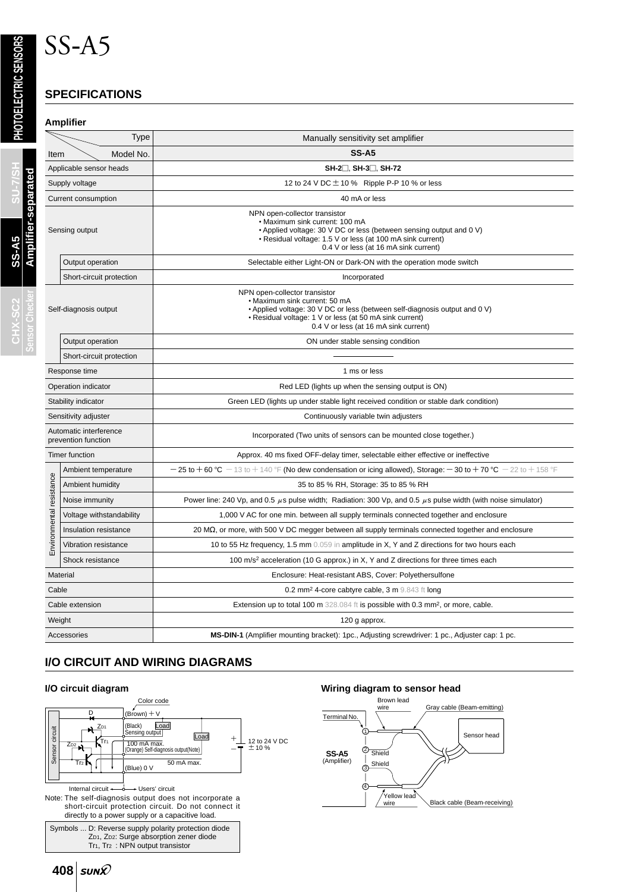# SS-A5

## SPECIFICATIONS

### Amplifier

| Item \ Type / Model No. | | Manually sensitivity set amplifier |
|---|---|---|
| | | **SS-A5** |
| Applicable sensor heads | | **SH-2□, SH-3□, SH-72** |
| Supply voltage | | 12 to 24 V DC ± 10 % Ripple P-P 10 % or less |
| Current consumption | | 40 mA or less |
| Sensing output | | NPN open-collector transistor<br>• Maximum sink current: 100 mA<br>• Applied voltage: 30 V DC or less (between sensing output and 0 V)<br>• Residual voltage: 1.5 V or less (at 100 mA sink current)<br>0.4 V or less (at 16 mA sink current) |
| | Output operation | Selectable either Light-ON or Dark-ON with the operation mode switch |
| | Short-circuit protection | Incorporated |
| Self-diagnosis output | | NPN open-collector transistor<br>• Maximum sink current: 50 mA<br>• Applied voltage: 30 V DC or less (between self-diagnosis output and 0 V)<br>• Residual voltage: 1 V or less (at 50 mA sink current)<br>0.4 V or less (at 16 mA sink current) |
| | Output operation | ON under stable sensing condition |
| | Short-circuit protection | ———— |
| Response time | | 1 ms or less |
| Operation indicator | | Red LED (lights up when the sensing output is ON) |
| Stability indicator | | Green LED (lights up under stable light received condition or stable dark condition) |
| Sensitivity adjuster | | Continuously variable twin adjusters |
| Automatic interference prevention function | | Incorporated (Two units of sensors can be mounted close together.) |
| Timer function | | Approx. 40 ms fixed OFF-delay timer, selectable either effective or ineffective |
| Environmental resistance | Ambient temperature | − 25 to + 60 °C − 13 to + 140 °F (No dew condensation or icing allowed), Storage: − 30 to + 70 °C − 22 to + 158 °F |
| | Ambient humidity | 35 to 85 % RH, Storage: 35 to 85 % RH |
| | Noise immunity | Power line: 240 Vp, and 0.5 μs pulse width; Radiation: 300 Vp, and 0.5 μs pulse width (with noise simulator) |
| | Voltage withstandability | 1,000 V AC for one min. between all supply terminals connected together and enclosure |
| | Insulation resistance | 20 MΩ, or more, with 500 V DC megger between all supply terminals connected together and enclosure |
| | Vibration resistance | 10 to 55 Hz frequency, 1.5 mm 0.059 in amplitude in X, Y and Z directions for two hours each |
| | Shock resistance | 100 m/s² acceleration (10 G approx.) in X, Y and Z directions for three times each |
| Material | | Enclosure: Heat-resistant ABS, Cover: Polyethersulfone |
| Cable | | 0.2 mm² 4-core cabtyre cable, 3 m 9.843 ft long |
| Cable extension | | Extension up to total 100 m 328.084 ft is possible with 0.3 mm², or more, cable. |
| Weight | | 120 g approx. |
| Accessories | | **MS-DIN-1** (Amplifier mounting bracket): 1pc., Adjusting screwdriver: 1 pc., Adjuster cap: 1 pc. |

## I/O CIRCUIT AND WIRING DIAGRAMS

### I/O circuit diagram

Color code: (Brown) + V; (Black) Sensing output, Load, 100 mA max.; (Orange) Self-diagnosis output(Note), Load, 50 mA max.; (Blue) 0 V; 12 to 24 V DC ± 10 %

Sensor circuit — Internal circuit ↔ Users' circuit

Note: The self-diagnosis output does not incorporate a short-circuit protection circuit. Do not connect it directly to a power supply or a capacitive load.

Symbols ... D: Reverse supply polarity protection diode
$Z_{D1}$, $Z_{D2}$: Surge absorption zener diode
$Tr_1$, $Tr_2$ : NPN output transistor

### Wiring diagram to sensor head

SS-A5 (Amplifier) — Terminal No. ① Brown lead wire, ② Shield, ③ Shield, ④ Yellow lead wire; Gray cable (Beam-emitting), Black cable (Beam-receiving), Sensor head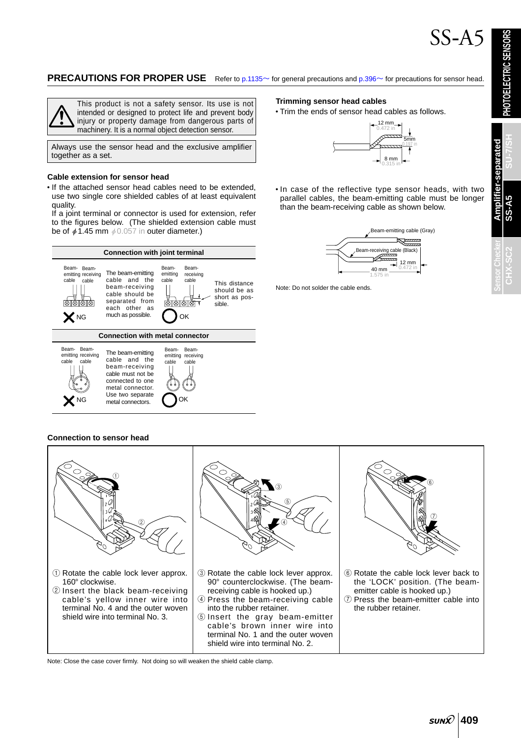# SS-A5

## PRECAUTIONS FOR PROPER USE

Refer to p.1135~ for general precautions and p.396~ for precautions for sensor head.

This product is not a safety sensor. Its use is not intended or designed to protect life and prevent body injury or property damage from dangerous parts of machinery. It is a normal object detection sensor.

Always use the sensor head and the exclusive amplifier together as a set.

### Cable extension for sensor head

- If the attached sensor head cables need to be extended, use two single core shielded cables of at least equivalent quality.
  If a joint terminal or connector is used for extension, refer to the figures below. (The shielded extension cable must be of ϕ1.45 mm ϕ0.057 in outer diameter.)

**Connection with joint terminal**

Beam-emitting cable / Beam-receiving cable — NG: The beam-emitting cable and the beam-receiving cable should be separated from each other as much as possible.

Beam-emitting cable / Beam-receiving cable — OK: This distance should be as short as possible.

**Connection with metal connector**

Beam-emitting cable / Beam-receiving cable — NG: The beam-emitting cable and the beam-receiving cable must not be connected to one metal connector. Use two separate metal connectors.

Beam-emitting cable / Beam-receiving cable — OK

### Trimming sensor head cables

- Trim the ends of sensor head cables as follows.

12 mm 0.472 in, 5mm 0.197 in, 8 mm 0.315 in

- In case of the reflective type sensor heads, with two parallel cables, the beam-emitting cable must be longer than the beam-receiving cable as shown below.

Beam-emitting cable (Gray), Beam-receiving cable (Black), 12 mm 0.472 in, 40 mm 1.575 in

Note: Do not solder the cable ends.

### Connection to sensor head

① Rotate the cable lock lever approx. 160° clockwise.
② Insert the black beam-receiving cable's yellow inner wire into terminal No. 4 and the outer woven shield wire into terminal No. 3.

③ Rotate the cable lock lever approx. 90° counterclockwise. (The beam-receiving cable is hooked up.)
④ Press the beam-receiving cable into the rubber retainer.
⑤ Insert the gray beam-emitter cable's brown inner wire into terminal No. 1 and the outer woven shield wire into terminal No. 2.

⑥ Rotate the cable lock lever back to the 'LOCK' position. (The beam-emitter cable is hooked up.)
⑦ Press the beam-emitter cable into the rubber retainer.

Note: Close the case cover firmly. Not doing so will weaken the shield cable clamp.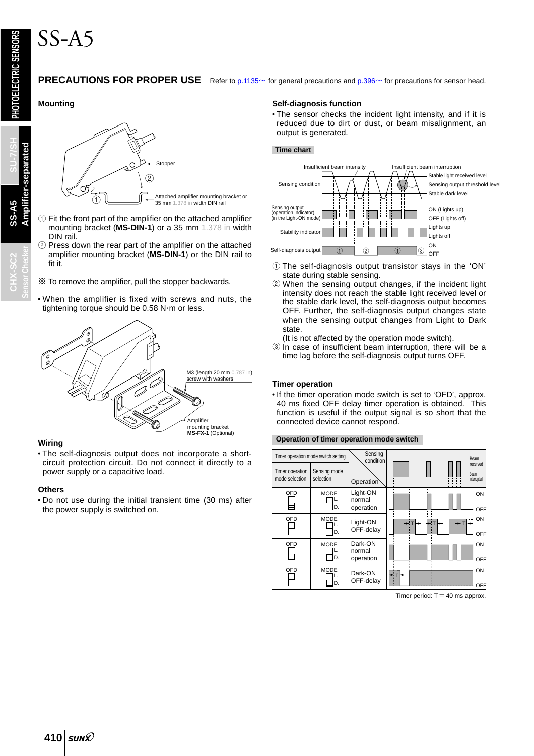# SS-A5

## PRECAUTIONS FOR PROPER USE

Refer to p.1135~ for general precautions and p.396~ for precautions for sensor head.

### Mounting

Stopper

Attached amplifier mounting bracket or 35 mm 1.378 in width DIN rail

① Fit the front part of the amplifier on the attached amplifier mounting bracket (**MS-DIN-1**) or a 35 mm 1.378 in width DIN rail.

② Press down the rear part of the amplifier on the attached amplifier mounting bracket (**MS-DIN-1**) or the DIN rail to fit it.

※ To remove the amplifier, pull the stopper backwards.

- When the amplifier is fixed with screws and nuts, the tightening torque should be 0.58 N·m or less.

M3 (length 20 mm 0.787 in) screw with washers

Amplifier mounting bracket **MS-FX-1** (Optional)

### Wiring

- The self-diagnosis output does not incorporate a short-circuit protection circuit. Do not connect it directly to a power supply or a capacitive load.

### Others

- Do not use during the initial transient time (30 ms) after the power supply is switched on.

### Self-diagnosis function

- The sensor checks the incident light intensity, and if it is reduced due to dirt or dust, or beam misalignment, an output is generated.

**Time chart**

Insufficient beam intensity / Insufficient beam interruption

Sensing condition: Stable light received level / Sensing output threshold level / Stable dark level

Sensing output (operation indicator) (in the Light-ON mode): ON (Lights up) / OFF (Lights off)

Stability indicator: Lights up / Lights off

Self-diagnosis output: ON / OFF

① The self-diagnosis output transistor stays in the 'ON' state during stable sensing.

② When the sensing output changes, if the incident light intensity does not reach the stable light received level or the stable dark level, the self-diagnosis output becomes OFF. Further, the self-diagnosis output changes state when the sensing output changes from Light to Dark state.
(It is not affected by the operation mode switch).

③ In case of insufficient beam interruption, there will be a time lag before the self-diagnosis output turns OFF.

### Timer operation

- If the timer operation mode switch is set to 'OFD', approx. 40 ms fixed OFF delay timer operation is obtained. This function is useful if the output signal is so short that the connected device cannot respond.

**Operation of timer operation mode switch**

| Timer operation mode selection | Sensing mode selection | Operation | Sensing condition (Beam received / Beam interrupted) |
|---|---|---|---|
| OFD (off) | MODE L. | Light-ON normal operation | ON / OFF |
| OFD (on) | MODE L. | Light-ON OFF-delay | ON / OFF |
| OFD (off) | MODE D. | Dark-ON normal operation | ON / OFF |
| OFD (on) | MODE D. | Dark-ON OFF-delay | ON / OFF |

Timer period: T = 40 ms approx.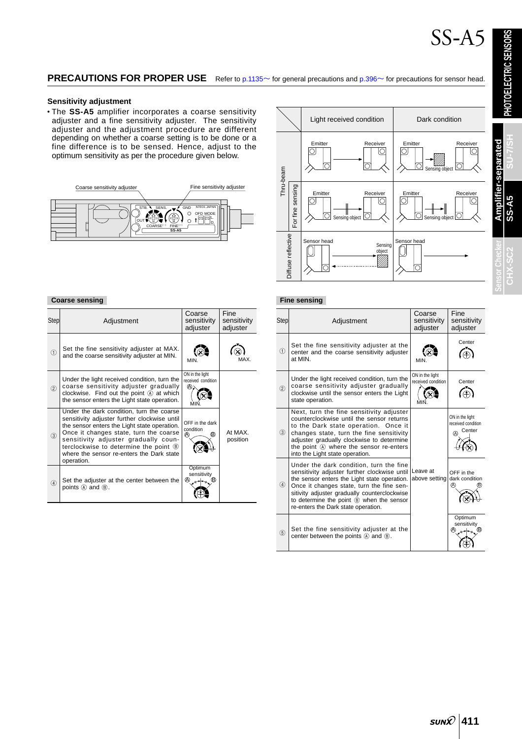## PRECAUTIONS FOR PROPER USE

Refer to p.1135~ for general precautions and p.396~ for precautions for sensor head.

### Sensitivity adjustment

- The **SS-A5** amplifier incorporates a coarse sensitivity adjuster and a fine sensitivity adjuster. The sensitivity adjuster and the adjustment procedure are different depending on whether a coarse setting is to be done or a fine difference is to be sensed. Hence, adjust to the optimum sensitivity as per the procedure given below.

| | | Light received condition | Dark condition |
|---|---|---|---|
| Thru-beam | | Emitter → Receiver | Emitter → Sensing object → Receiver |
| | For fine sensing | Emitter → Sensing object → Receiver | Emitter → Sensing object → Receiver |
| Diffuse reflective | | Sensor head ↔ Sensing object | Sensor head → |

#### Coarse sensing

| Step | Adjustment | Coarse sensitivity adjuster | Fine sensitivity adjuster |
|---|---|---|---|
| ① | Set the fine sensitivity adjuster at MAX. and the coarse sensitivity adjuster at MIN. | MIN. | MAX. |
| ② | Under the light received condition, turn the coarse sensitivity adjuster gradually clockwise. Find out the point Ⓐ at which the sensor enters the Light state operation. | ON in the light received condition Ⓐ MIN. | At MAX. position |
| ③ | Under the dark condition, turn the coarse sensitivity adjuster further clockwise until the sensor enters the Light state operation. Once it changes state, turn the coarse sensitivity adjuster gradually counterclockwise to determine the point Ⓑ where the sensor re-enters the Dark state operation. | OFF in the dark condition Ⓐ Ⓑ | |
| ④ | Set the adjuster at the center between the points Ⓐ and Ⓑ. | Optimum sensitivity Ⓐ Ⓑ | |

#### Fine sensing

| Step | Adjustment | Coarse sensitivity adjuster | Fine sensitivity adjuster |
|---|---|---|---|
| ① | Set the fine sensitivity adjuster at the center and the coarse sensitivity adjuster at MIN. | MIN. | Center |
| ② | Under the light received condition, turn the coarse sensitivity adjuster gradually clockwise until the sensor enters the Light state operation. | ON in the light received condition MIN. | Center |
| ③ | Next, turn the fine sensitivity adjuster counterclockwise until the sensor returns to the Dark state operation. Once it changes state, turn the fine sensitivity adjuster gradually clockwise to determine the point Ⓐ where the sensor re-enters into the Light state operation. | Leave at above setting | ON in the light received condition Ⓐ Center |
| ④ | Under the dark condition, turn the fine sensitivity adjuster further clockwise until the sensor enters the Light state operation. Once it changes state, turn the fine sensitivity adjuster gradually counterclockwise to determine the point Ⓑ when the sensor re-enters the Dark state operation. | | OFF in the dark condition Ⓐ Ⓑ |
| ⑤ | Set the fine sensitivity adjuster at the center between the points Ⓐ and Ⓑ. | | Optimum sensitivity Ⓐ Ⓑ |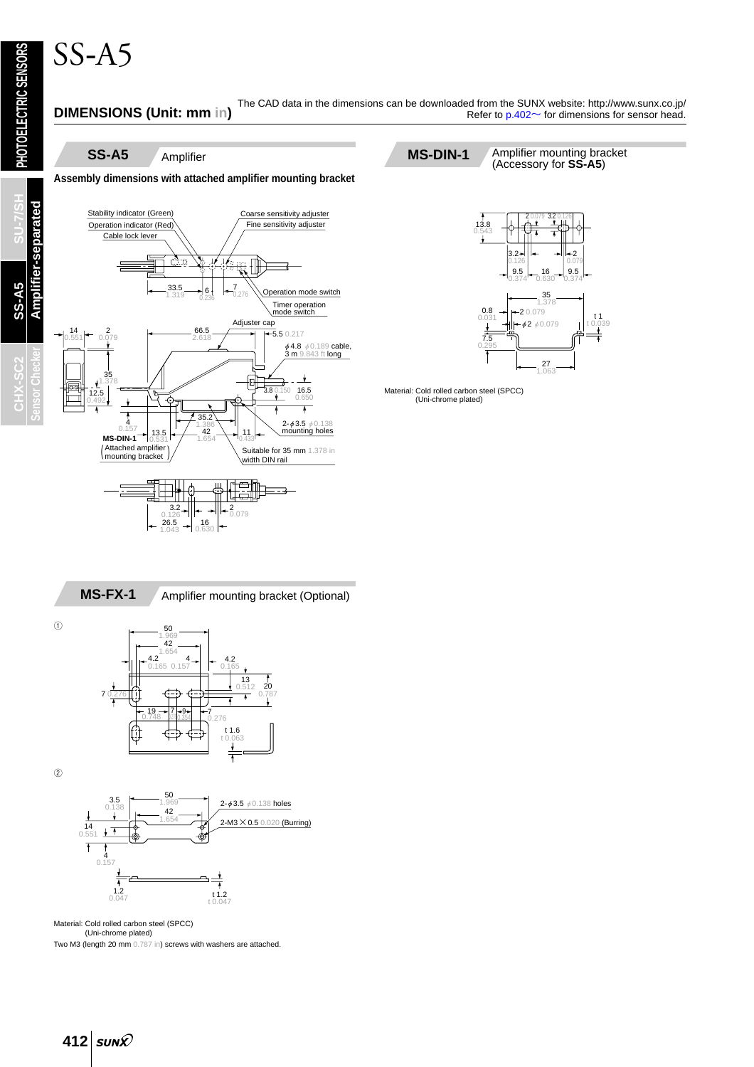# SS-A5

## DIMENSIONS (Unit: mm in)

The CAD data in the dimensions can be downloaded from the SUNX website: http://www.sunx.co.jp/
Refer to p.402~ for dimensions for sensor head.

### SS-A5 Amplifier

**Assembly dimensions with attached amplifier mounting bracket**

Stability indicator (Green)
Operation indicator (Red)
Cable lock lever
Coarse sensitivity adjuster
Fine sensitivity adjuster
33.5 1.319
6 0.236
7 0.276
Operation mode switch
Timer operation mode switch
Adjuster cap
14 0.551
2 0.079
66.5 2.618
5.5 0.217
φ4.8 φ0.189 cable, 3 m 9.843 ft long
35 1.378
12.5 0.492
3.8 0.150
16.5 0.650
4 0.157
35.2 1.386
42 1.654
13.5 0.531
11 0.433
2-φ3.5 φ0.138 mounting holes
MS-DIN-1 (Attached amplifier mounting bracket)
Suitable for 35 mm 1.378 in width DIN rail
3.2 0.126
2 0.079
26.5 1.043
16 0.630

### MS-DIN-1 Amplifier mounting bracket (Accessory for SS-A5)

2 0.079
3.2 0.126
13.8 0.543
3.2 0.126
2 0.079
9.5 0.374
16 0.630
9.5 0.374
35 1.378
0.8 0.031
2 0.079
φ2 φ0.079
t 1 t 0.039
7.5 0.295
27 1.063

Material: Cold rolled carbon steel (SPCC)
(Uni-chrome plated)

### MS-FX-1 Amplifier mounting bracket (Optional)

①

50 1.969
42 1.654
4.2 0.165
4 0.157
4.2 0.165
13 0.512
20 0.787
7 0.276
19 0.748
7
9 0.354
7 0.276
t 1.6 t 0.063

②

50 1.969
3.5 0.138
42 1.654
2-φ3.5 φ0.138 holes
2-M3 × 0.5 0.020 (Burring)
14 0.551
4 0.157
1.2 0.047
t 1.2 t 0.047

Material: Cold rolled carbon steel (SPCC)
(Uni-chrome plated)

Two M3 (length 20 mm 0.787 in) screws with washers are attached.